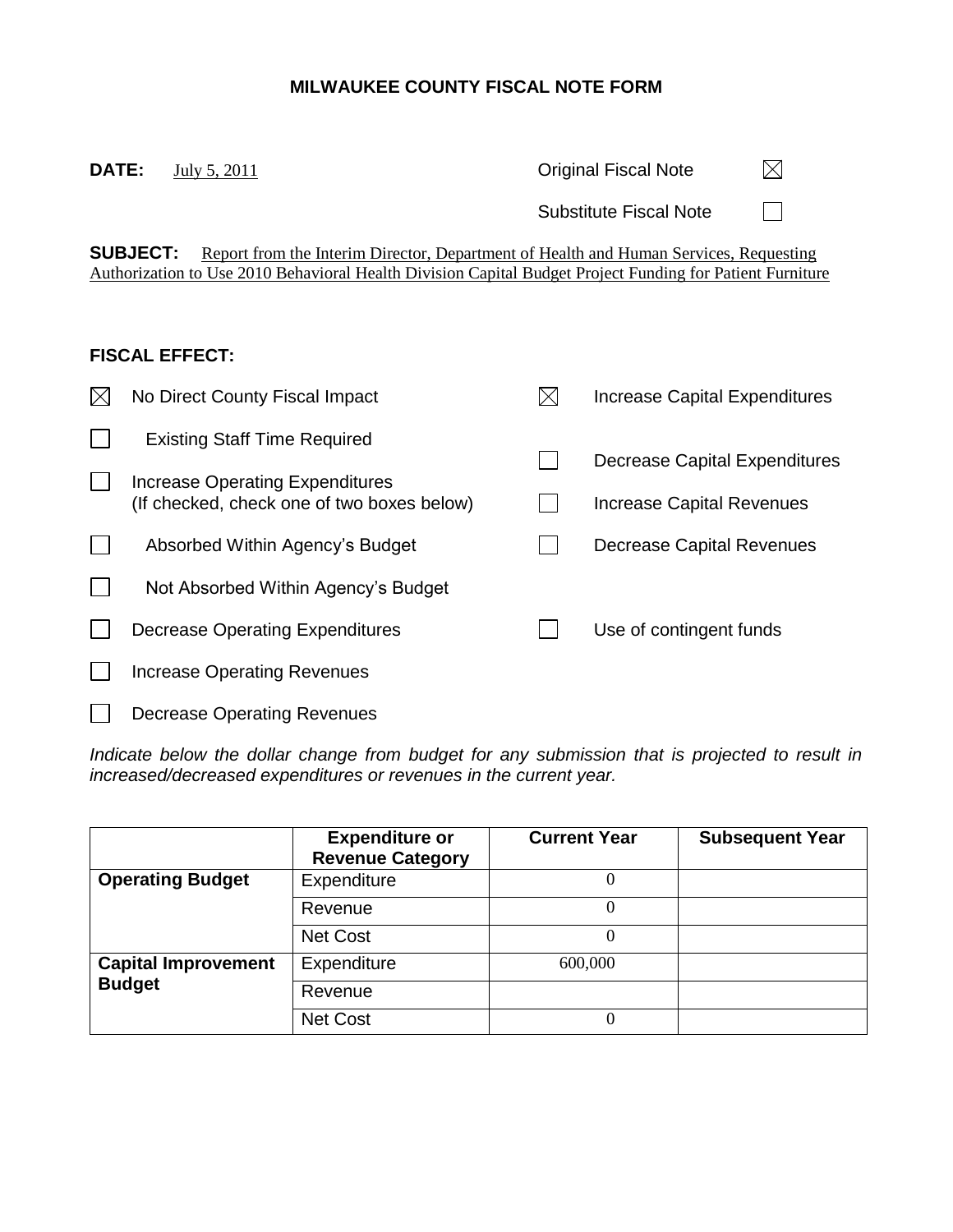# MILWAUKEE COUNTY FISCAL NOTE FORM

**DATE:** July 5, 2011

Original Fiscal Note ☒

Substitute Fiscal Note ☐

**SUBJECT:** Report from the Interim Director, Department of Health and Human Services, Requesting Authorization to Use 2010 Behavioral Health Division Capital Budget Project Funding for Patient Furniture

**FISCAL EFFECT:**

☒ No Direct County Fiscal Impact

☐ Existing Staff Time Required

☐ Increase Operating Expenditures (If checked, check one of two boxes below)

☐ Absorbed Within Agency's Budget

☐ Not Absorbed Within Agency's Budget

☐ Decrease Operating Expenditures

☐ Increase Operating Revenues

☐ Decrease Operating Revenues

☒ Increase Capital Expenditures

☐ Decrease Capital Expenditures

☐ Increase Capital Revenues

☐ Decrease Capital Revenues

☐ Use of contingent funds

*Indicate below the dollar change from budget for any submission that is projected to result in increased/decreased expenditures or revenues in the current year.*

| | Expenditure or Revenue Category | Current Year | Subsequent Year |
|---|---|---|---|
| **Operating Budget** | Expenditure | 0 | |
| | Revenue | 0 | |
| | Net Cost | 0 | |
| **Capital Improvement Budget** | Expenditure | 600,000 | |
| | Revenue | | |
| | Net Cost | 0 | |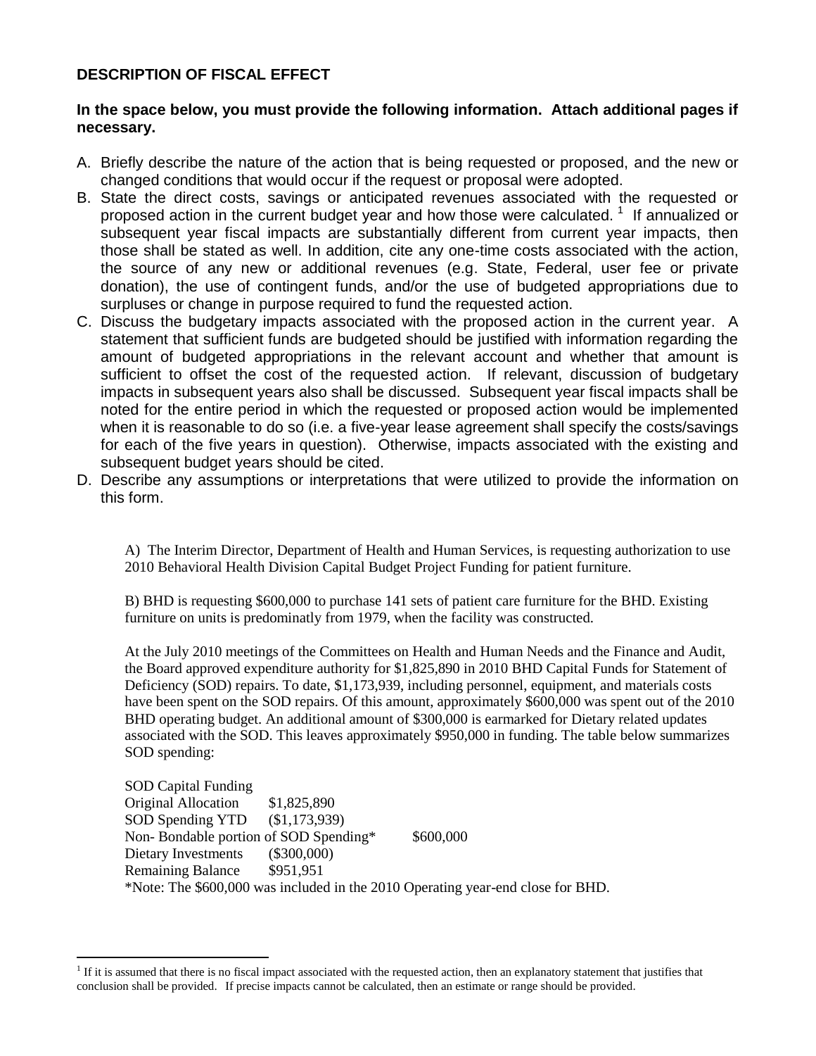## DESCRIPTION OF FISCAL EFFECT

**In the space below, you must provide the following information. Attach additional pages if necessary.**

A. Briefly describe the nature of the action that is being requested or proposed, and the new or changed conditions that would occur if the request or proposal were adopted.

B. State the direct costs, savings or anticipated revenues associated with the requested or proposed action in the current budget year and how those were calculated. [1] If annualized or subsequent year fiscal impacts are substantially different from current year impacts, then those shall be stated as well. In addition, cite any one-time costs associated with the action, the source of any new or additional revenues (e.g. State, Federal, user fee or private donation), the use of contingent funds, and/or the use of budgeted appropriations due to surpluses or change in purpose required to fund the requested action.

C. Discuss the budgetary impacts associated with the proposed action in the current year. A statement that sufficient funds are budgeted should be justified with information regarding the amount of budgeted appropriations in the relevant account and whether that amount is sufficient to offset the cost of the requested action. If relevant, discussion of budgetary impacts in subsequent years also shall be discussed. Subsequent year fiscal impacts shall be noted for the entire period in which the requested or proposed action would be implemented when it is reasonable to do so (i.e. a five-year lease agreement shall specify the costs/savings for each of the five years in question). Otherwise, impacts associated with the existing and subsequent budget years should be cited.

D. Describe any assumptions or interpretations that were utilized to provide the information on this form.

A) The Interim Director, Department of Health and Human Services, is requesting authorization to use 2010 Behavioral Health Division Capital Budget Project Funding for patient furniture.

B) BHD is requesting $600,000 to purchase 141 sets of patient care furniture for the BHD. Existing furniture on units is predominatly from 1979, when the facility was constructed.

At the July 2010 meetings of the Committees on Health and Human Needs and the Finance and Audit, the Board approved expenditure authority for $1,825,890 in 2010 BHD Capital Funds for Statement of Deficiency (SOD) repairs. To date, $1,173,939, including personnel, equipment, and materials costs have been spent on the SOD repairs. Of this amount, approximately $600,000 was spent out of the 2010 BHD operating budget. An additional amount of $300,000 is earmarked for Dietary related updates associated with the SOD. This leaves approximately $950,000 in funding. The table below summarizes SOD spending:

| SOD Capital Funding | |
|---|---|
| Original Allocation | $1,825,890 |
| SOD Spending YTD | ($1,173,939) |
| Non- Bondable portion of SOD Spending* | $600,000 |
| Dietary Investments | ($300,000) |
| Remaining Balance | $951,951 |

*Note: The $600,000 was included in the 2010 Operating year-end close for BHD.

---

[1] If it is assumed that there is no fiscal impact associated with the requested action, then an explanatory statement that justifies that conclusion shall be provided. If precise impacts cannot be calculated, then an estimate or range should be provided.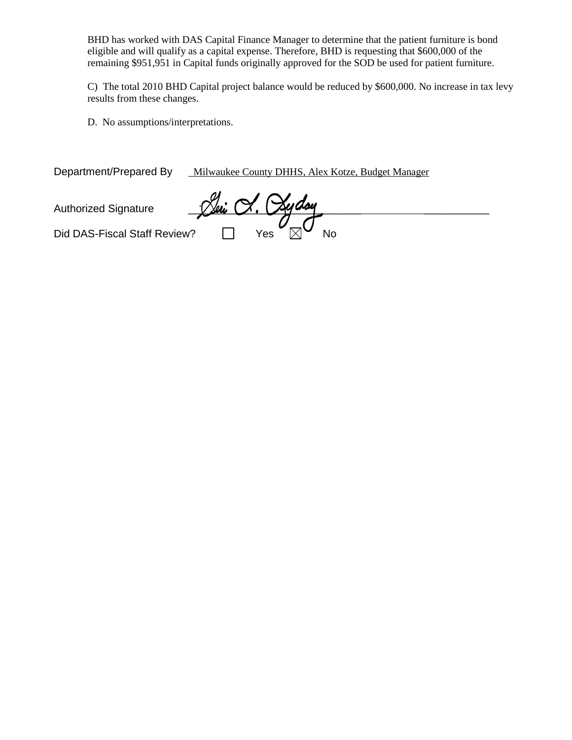BHD has worked with DAS Capital Finance Manager to determine that the patient furniture is bond eligible and will qualify as a capital expense. Therefore, BHD is requesting that $600,000 of the remaining $951,951 in Capital funds originally approved for the SOD be used for patient furniture.

C) The total 2010 BHD Capital project balance would be reduced by $600,000. No increase in tax levy results from these changes.

D. No assumptions/interpretations.

Department/Prepared By Milwaukee County DHHS, Alex Kotze, Budget Manager

Authorized Signature Geri L. Lyday

Did DAS-Fiscal Staff Review? ☐ Yes ☒ No